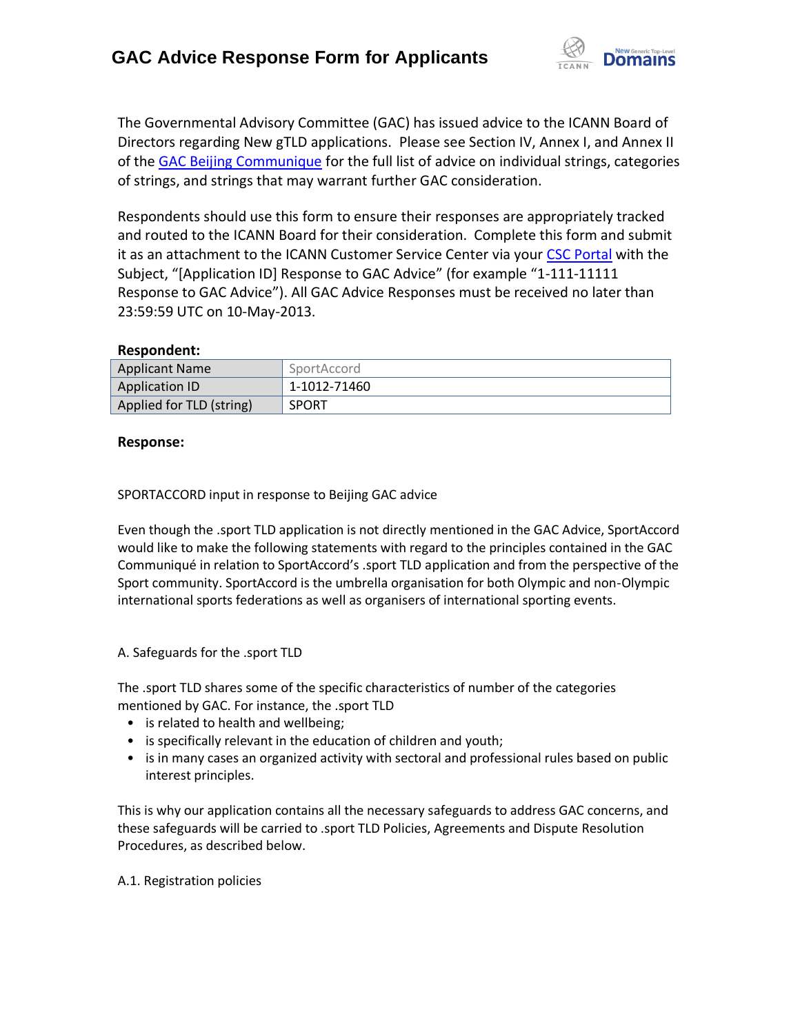# GAC Advice Response Form for Applicants

The Governmental Advisory Committee (GAC) has issued advice to the ICANN Board of Directors regarding New gTLD applications. Please see Section IV, Annex I, and Annex II of the GAC Beijing Communique for the full list of advice on individual strings, categories of strings, and strings that may warrant further GAC consideration.

Respondents should use this form to ensure their responses are appropriately tracked and routed to the ICANN Board for their consideration. Complete this form and submit it as an attachment to the ICANN Customer Service Center via your CSC Portal with the Subject, "[Application ID] Response to GAC Advice" (for example "1-111-11111 Response to GAC Advice"). All GAC Advice Responses must be received no later than 23:59:59 UTC on 10-May-2013.

**Respondent:**

| Applicant Name | SportAccord |
|---|---|
| Application ID | 1-1012-71460 |
| Applied for TLD (string) | SPORT |

**Response:**

SPORTACCORD input in response to Beijing GAC advice

Even though the .sport TLD application is not directly mentioned in the GAC Advice, SportAccord would like to make the following statements with regard to the principles contained in the GAC Communiqué in relation to SportAccord's .sport TLD application and from the perspective of the Sport community. SportAccord is the umbrella organisation for both Olympic and non-Olympic international sports federations as well as organisers of international sporting events.

A. Safeguards for the .sport TLD

The .sport TLD shares some of the specific characteristics of number of the categories mentioned by GAC. For instance, the .sport TLD

- is related to health and wellbeing;
- is specifically relevant in the education of children and youth;
- is in many cases an organized activity with sectoral and professional rules based on public interest principles.

This is why our application contains all the necessary safeguards to address GAC concerns, and these safeguards will be carried to .sport TLD Policies, Agreements and Dispute Resolution Procedures, as described below.

A.1. Registration policies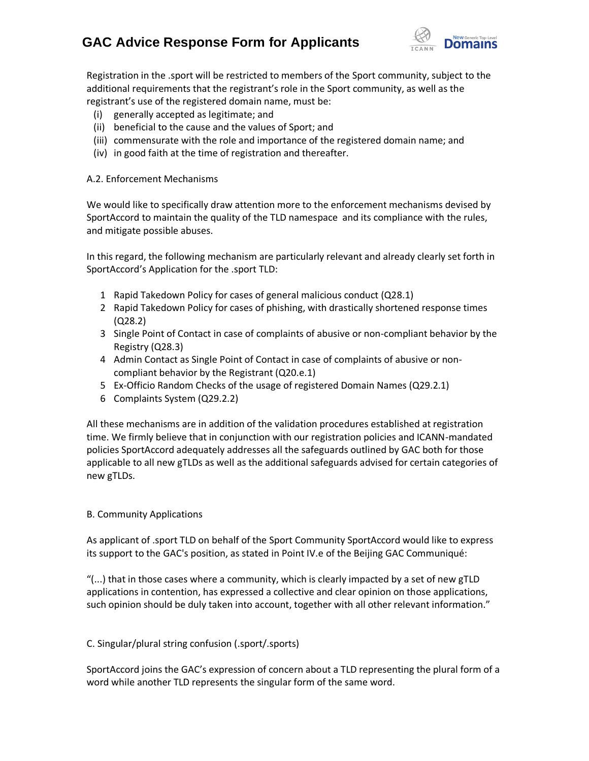Registration in the .sport will be restricted to members of the Sport community, subject to the additional requirements that the registrant's role in the Sport community, as well as the registrant's use of the registered domain name, must be:

(i) generally accepted as legitimate; and
(ii) beneficial to the cause and the values of Sport; and
(iii) commensurate with the role and importance of the registered domain name; and
(iv) in good faith at the time of registration and thereafter.

A.2. Enforcement Mechanisms

We would like to specifically draw attention more to the enforcement mechanisms devised by SportAccord to maintain the quality of the TLD namespace and its compliance with the rules, and mitigate possible abuses.

In this regard, the following mechanism are particularly relevant and already clearly set forth in SportAccord's Application for the .sport TLD:

1. Rapid Takedown Policy for cases of general malicious conduct (Q28.1)
2. Rapid Takedown Policy for cases of phishing, with drastically shortened response times (Q28.2)
3. Single Point of Contact in case of complaints of abusive or non-compliant behavior by the Registry (Q28.3)
4. Admin Contact as Single Point of Contact in case of complaints of abusive or non-compliant behavior by the Registrant (Q20.e.1)
5. Ex-Officio Random Checks of the usage of registered Domain Names (Q29.2.1)
6. Complaints System (Q29.2.2)

All these mechanisms are in addition of the validation procedures established at registration time. We firmly believe that in conjunction with our registration policies and ICANN-mandated policies SportAccord adequately addresses all the safeguards outlined by GAC both for those applicable to all new gTLDs as well as the additional safeguards advised for certain categories of new gTLDs.

B. Community Applications

As applicant of .sport TLD on behalf of the Sport Community SportAccord would like to express its support to the GAC's position, as stated in Point IV.e of the Beijing GAC Communiqué:

"(...) that in those cases where a community, which is clearly impacted by a set of new gTLD applications in contention, has expressed a collective and clear opinion on those applications, such opinion should be duly taken into account, together with all other relevant information."

C. Singular/plural string confusion (.sport/.sports)

SportAccord joins the GAC's expression of concern about a TLD representing the plural form of a word while another TLD represents the singular form of the same word.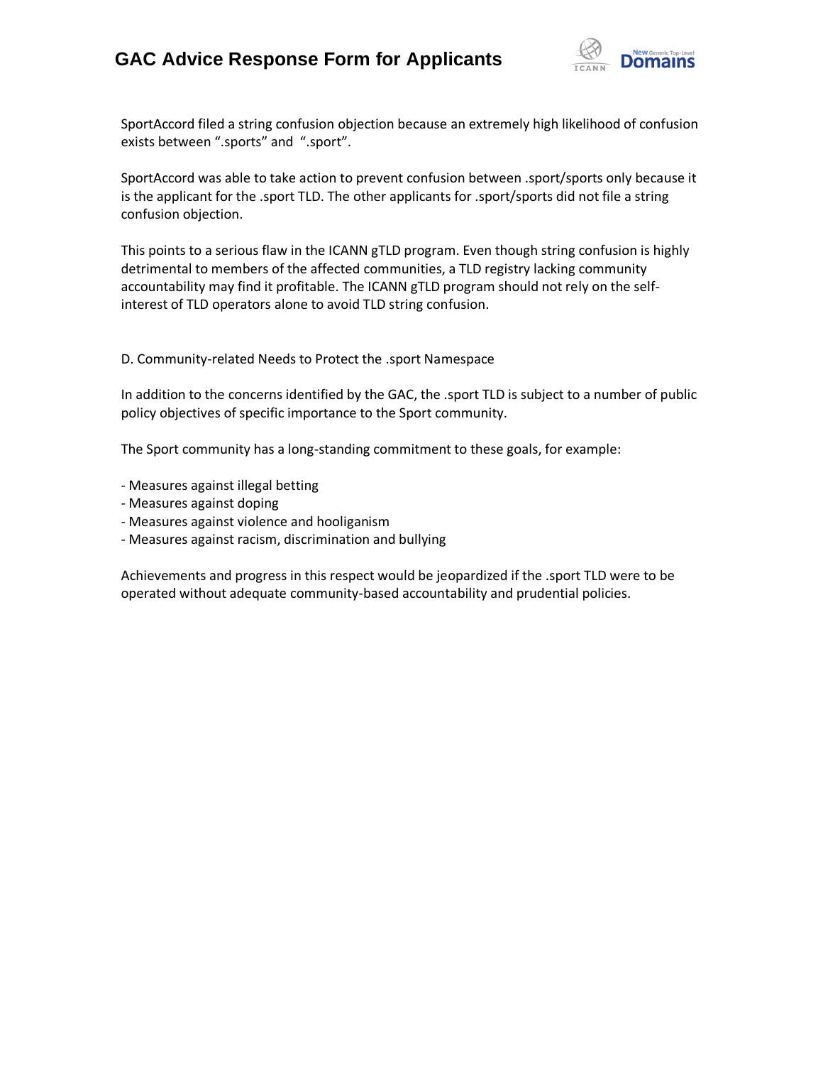SportAccord filed a string confusion objection because an extremely high likelihood of confusion exists between ".sports" and ".sport".

SportAccord was able to take action to prevent confusion between .sport/sports only because it is the applicant for the .sport TLD. The other applicants for .sport/sports did not file a string confusion objection.

This points to a serious flaw in the ICANN gTLD program. Even though string confusion is highly detrimental to members of the affected communities, a TLD registry lacking community accountability may find it profitable. The ICANN gTLD program should not rely on the self-interest of TLD operators alone to avoid TLD string confusion.

D. Community-related Needs to Protect the .sport Namespace

In addition to the concerns identified by the GAC, the .sport TLD is subject to a number of public policy objectives of specific importance to the Sport community.

The Sport community has a long-standing commitment to these goals, for example:

- Measures against illegal betting
- Measures against doping
- Measures against violence and hooliganism
- Measures against racism, discrimination and bullying

Achievements and progress in this respect would be jeopardized if the .sport TLD were to be operated without adequate community-based accountability and prudential policies.